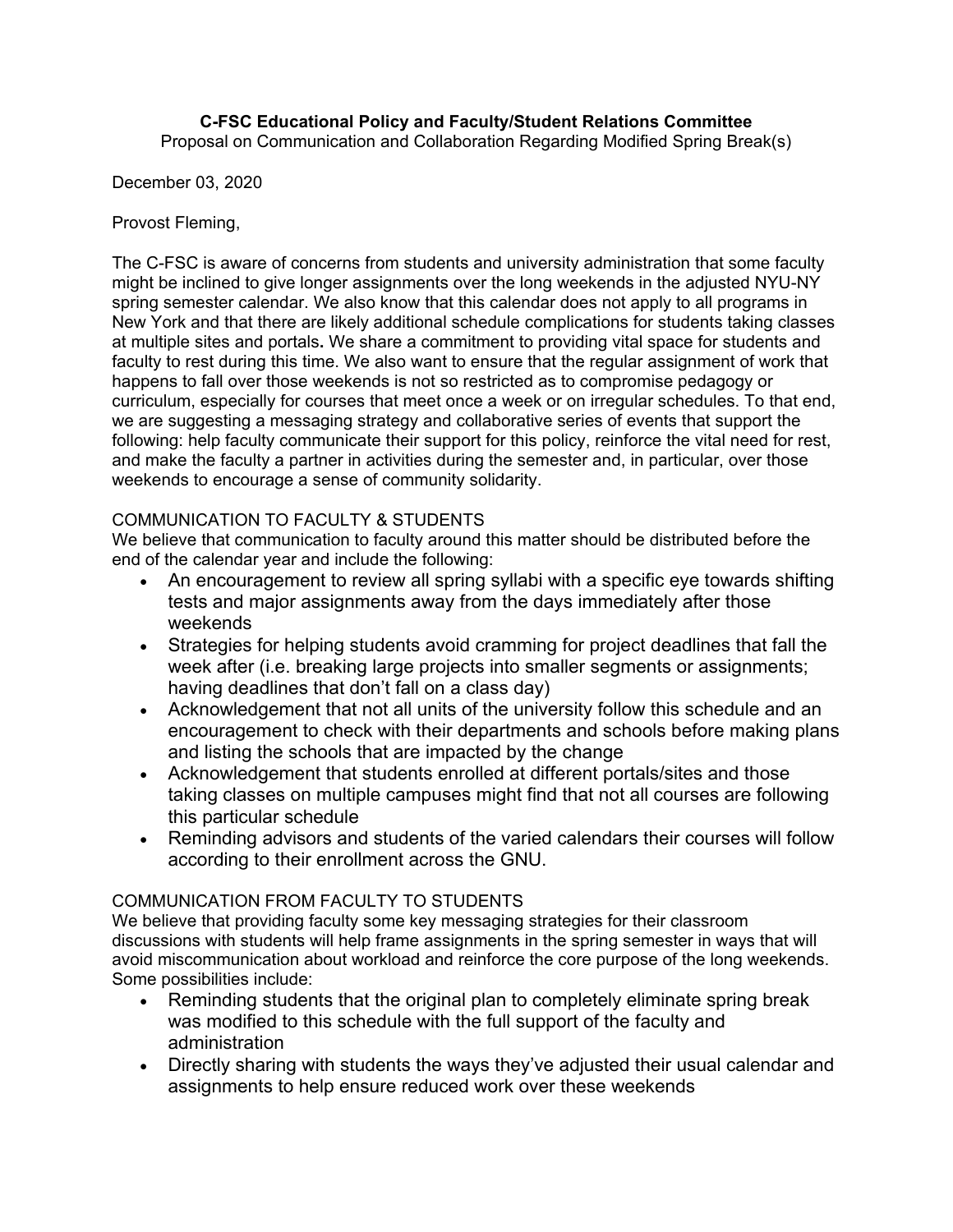**C-FSC Educational Policy and Faculty/Student Relations Committee**

Proposal on Communication and Collaboration Regarding Modified Spring Break(s)

December 03, 2020

Provost Fleming,

The C-FSC is aware of concerns from students and university administration that some faculty might be inclined to give longer assignments over the long weekends in the adjusted NYU-NY spring semester calendar. We also know that this calendar does not apply to all programs in New York and that there are likely additional schedule complications for students taking classes at multiple sites and portals**.** We share a commitment to providing vital space for students and faculty to rest during this time. We also want to ensure that the regular assignment of work that happens to fall over those weekends is not so restricted as to compromise pedagogy or curriculum, especially for courses that meet once a week or on irregular schedules. To that end, we are suggesting a messaging strategy and collaborative series of events that support the following: help faculty communicate their support for this policy, reinforce the vital need for rest, and make the faculty a partner in activities during the semester and, in particular, over those weekends to encourage a sense of community solidarity.

COMMUNICATION TO FACULTY & STUDENTS

We believe that communication to faculty around this matter should be distributed before the end of the calendar year and include the following:

- An encouragement to review all spring syllabi with a specific eye towards shifting tests and major assignments away from the days immediately after those weekends
- Strategies for helping students avoid cramming for project deadlines that fall the week after (i.e. breaking large projects into smaller segments or assignments; having deadlines that don't fall on a class day)
- Acknowledgement that not all units of the university follow this schedule and an encouragement to check with their departments and schools before making plans and listing the schools that are impacted by the change
- Acknowledgement that students enrolled at different portals/sites and those taking classes on multiple campuses might find that not all courses are following this particular schedule
- Reminding advisors and students of the varied calendars their courses will follow according to their enrollment across the GNU.

COMMUNICATION FROM FACULTY TO STUDENTS

We believe that providing faculty some key messaging strategies for their classroom discussions with students will help frame assignments in the spring semester in ways that will avoid miscommunication about workload and reinforce the core purpose of the long weekends. Some possibilities include:

- Reminding students that the original plan to completely eliminate spring break was modified to this schedule with the full support of the faculty and administration
- Directly sharing with students the ways they've adjusted their usual calendar and assignments to help ensure reduced work over these weekends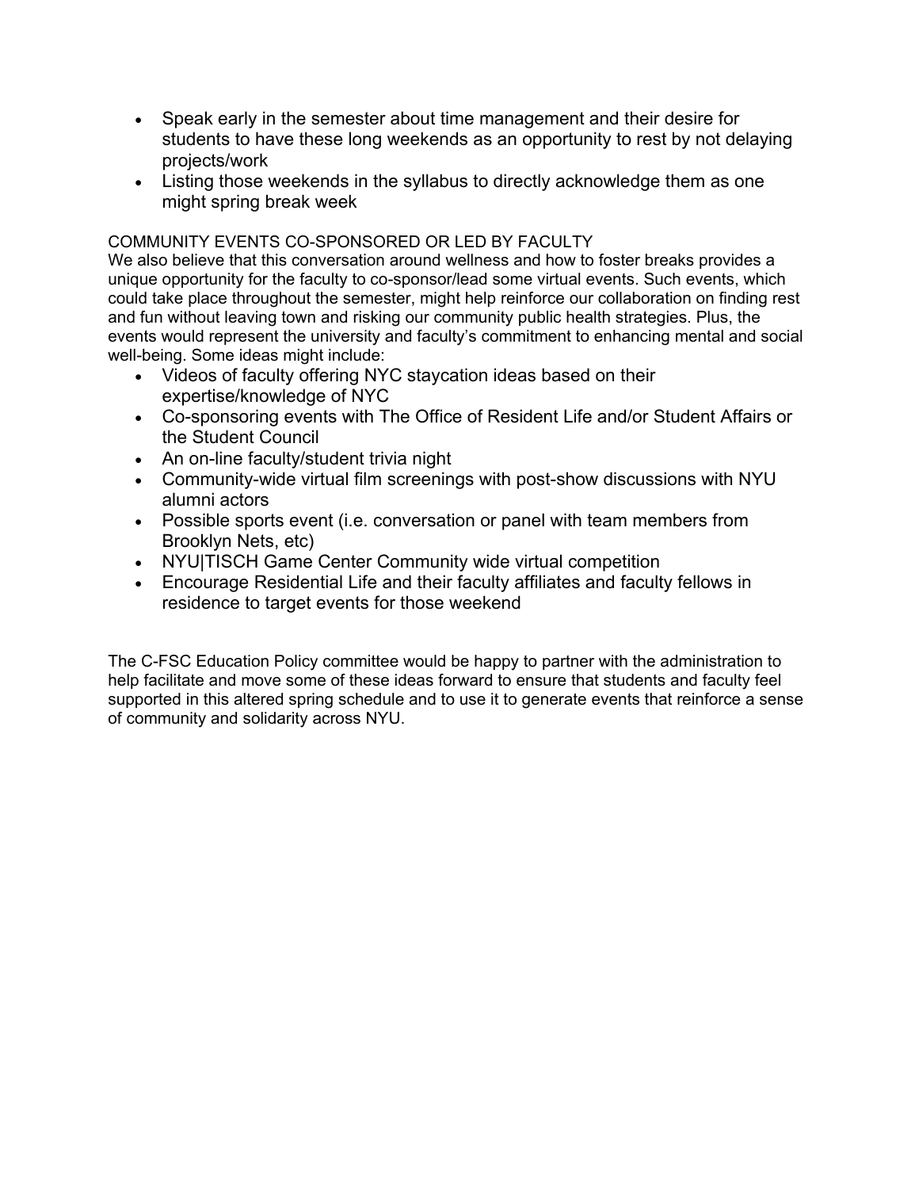- Speak early in the semester about time management and their desire for students to have these long weekends as an opportunity to rest by not delaying projects/work
- Listing those weekends in the syllabus to directly acknowledge them as one might spring break week

COMMUNITY EVENTS CO-SPONSORED OR LED BY FACULTY

We also believe that this conversation around wellness and how to foster breaks provides a unique opportunity for the faculty to co-sponsor/lead some virtual events. Such events, which could take place throughout the semester, might help reinforce our collaboration on finding rest and fun without leaving town and risking our community public health strategies. Plus, the events would represent the university and faculty's commitment to enhancing mental and social well-being. Some ideas might include:

- Videos of faculty offering NYC staycation ideas based on their expertise/knowledge of NYC
- Co-sponsoring events with The Office of Resident Life and/or Student Affairs or the Student Council
- An on-line faculty/student trivia night
- Community-wide virtual film screenings with post-show discussions with NYU alumni actors
- Possible sports event (i.e. conversation or panel with team members from Brooklyn Nets, etc)
- NYU|TISCH Game Center Community wide virtual competition
- Encourage Residential Life and their faculty affiliates and faculty fellows in residence to target events for those weekend

The C-FSC Education Policy committee would be happy to partner with the administration to help facilitate and move some of these ideas forward to ensure that students and faculty feel supported in this altered spring schedule and to use it to generate events that reinforce a sense of community and solidarity across NYU.